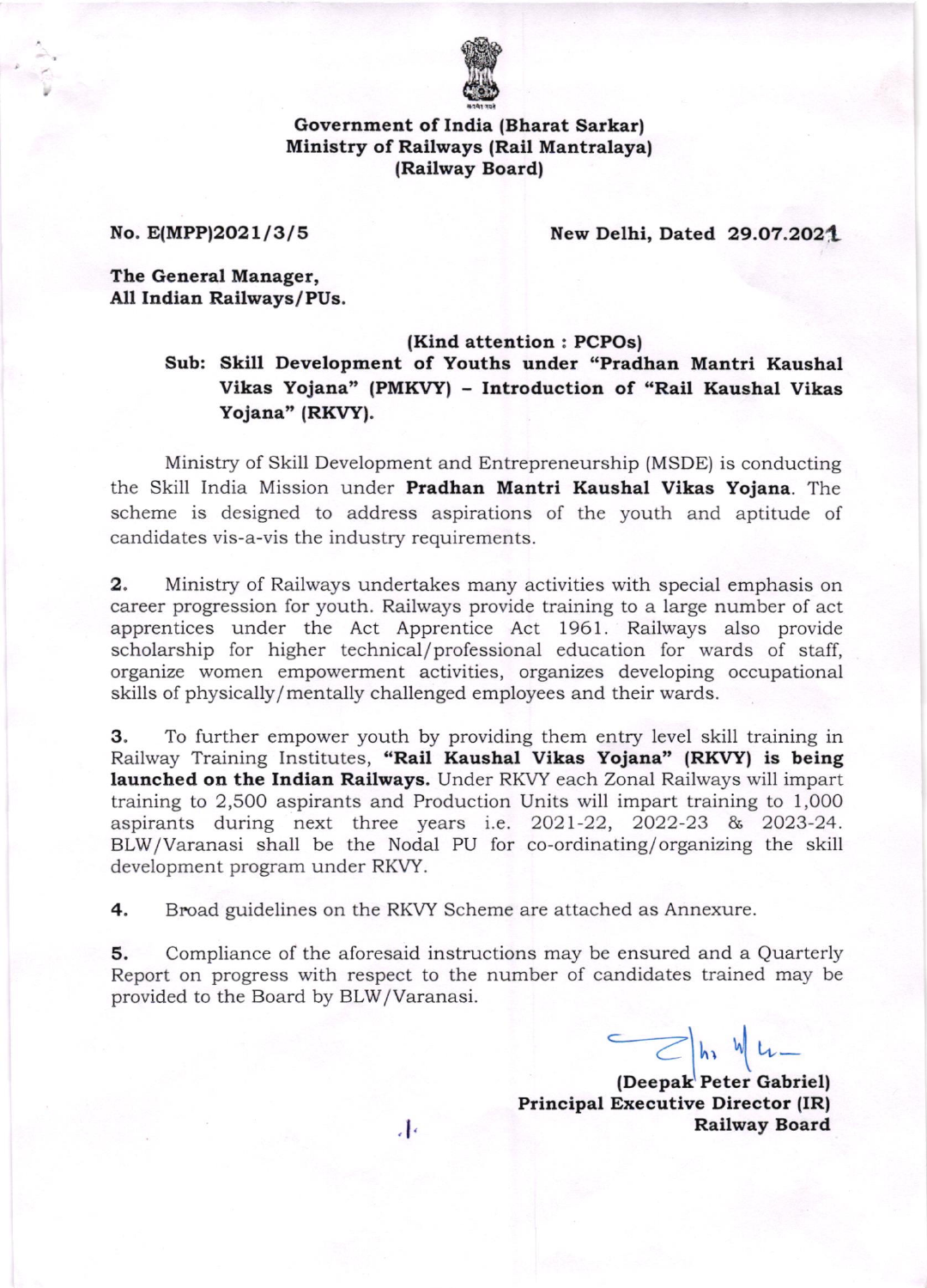**Government of India (Bharat Sarkar)**
**Ministry of Railways (Rail Mantralaya)**
**(Railway Board)**

**No. E(MPP)2021/3/5** **New Delhi, Dated 29.07.2021**

**The General Manager,**
**All Indian Railways/PUs.**

**(Kind attention : PCPOs)**

**Sub: Skill Development of Youths under "Pradhan Mantri Kaushal Vikas Yojana" (PMKVY) - Introduction of "Rail Kaushal Vikas Yojana" (RKVY).**

Ministry of Skill Development and Entrepreneurship (MSDE) is conducting the Skill India Mission under **Pradhan Mantri Kaushal Vikas Yojana**. The scheme is designed to address aspirations of the youth and aptitude of candidates vis-a-vis the industry requirements.

**2.** Ministry of Railways undertakes many activities with special emphasis on career progression for youth. Railways provide training to a large number of act apprentices under the Act Apprentice Act 1961. Railways also provide scholarship for higher technical/professional education for wards of staff, organize women empowerment activities, organizes developing occupational skills of physically/mentally challenged employees and their wards.

**3.** To further empower youth by providing them entry level skill training in Railway Training Institutes, **"Rail Kaushal Vikas Yojana" (RKVY) is being launched on the Indian Railways.** Under RKVY each Zonal Railways will impart training to 2,500 aspirants and Production Units will impart training to 1,000 aspirants during next three years i.e. 2021-22, 2022-23 & 2023-24. BLW/Varanasi shall be the Nodal PU for co-ordinating/organizing the skill development program under RKVY.

**4.** Broad guidelines on the RKVY Scheme are attached as Annexure.

**5.** Compliance of the aforesaid instructions may be ensured and a Quarterly Report on progress with respect to the number of candidates trained may be provided to the Board by BLW/Varanasi.

**(Deepak Peter Gabriel)**
**Principal Executive Director (IR)**
**Railway Board**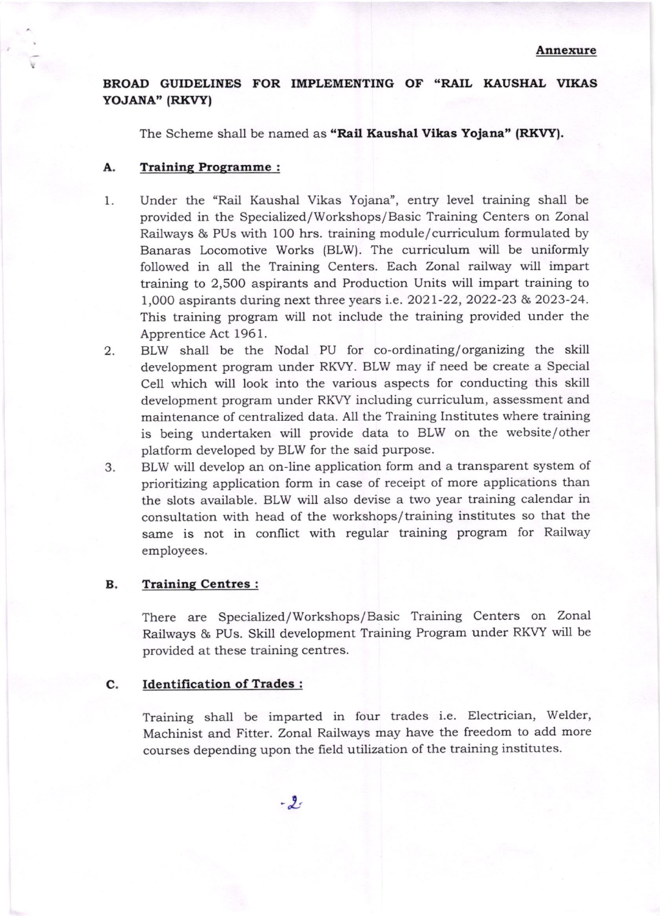**Annexure**

# BROAD GUIDELINES FOR IMPLEMENTING OF "RAIL KAUSHAL VIKAS YOJANA" (RKVY)

The Scheme shall be named as **"Rail Kaushal Vikas Yojana" (RKVY).**

## A. Training Programme :

1. Under the "Rail Kaushal Vikas Yojana", entry level training shall be provided in the Specialized/Workshops/Basic Training Centers on Zonal Railways & PUs with 100 hrs. training module/curriculum formulated by Banaras Locomotive Works (BLW). The curriculum will be uniformly followed in all the Training Centers. Each Zonal railway will impart training to 2,500 aspirants and Production Units will impart training to 1,000 aspirants during next three years i.e. 2021-22, 2022-23 & 2023-24. This training program will not include the training provided under the Apprentice Act 1961.
2. BLW shall be the Nodal PU for co-ordinating/organizing the skill development program under RKVY. BLW may if need be create a Special Cell which will look into the various aspects for conducting this skill development program under RKVY including curriculum, assessment and maintenance of centralized data. All the Training Institutes where training is being undertaken will provide data to BLW on the website/other platform developed by BLW for the said purpose.
3. BLW will develop an on-line application form and a transparent system of prioritizing application form in case of receipt of more applications than the slots available. BLW will also devise a two year training calendar in consultation with head of the workshops/training institutes so that the same is not in conflict with regular training program for Railway employees.

## B. Training Centres :

There are Specialized/Workshops/Basic Training Centers on Zonal Railways & PUs. Skill development Training Program under RKVY will be provided at these training centres.

## C. Identification of Trades :

Training shall be imparted in four trades i.e. Electrician, Welder, Machinist and Fitter. Zonal Railways may have the freedom to add more courses depending upon the field utilization of the training institutes.